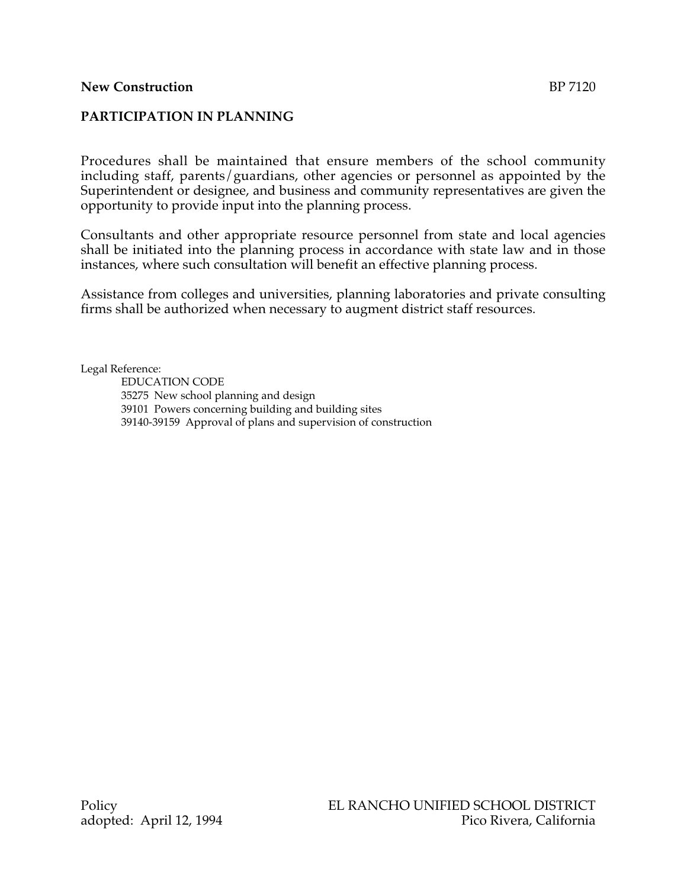**New Construction** BP 7120

## PARTICIPATION IN PLANNING

Procedures shall be maintained that ensure members of the school community including staff, parents/guardians, other agencies or personnel as appointed by the Superintendent or designee, and business and community representatives are given the opportunity to provide input into the planning process.

Consultants and other appropriate resource personnel from state and local agencies shall be initiated into the planning process in accordance with state law and in those instances, where such consultation will benefit an effective planning process.

Assistance from colleges and universities, planning laboratories and private consulting firms shall be authorized when necessary to augment district staff resources.

Legal Reference:

EDUCATION CODE
35275 New school planning and design
39101 Powers concerning building and building sites
39140-39159 Approval of plans and supervision of construction

Policy
adopted: April 12, 1994

EL RANCHO UNIFIED SCHOOL DISTRICT
Pico Rivera, California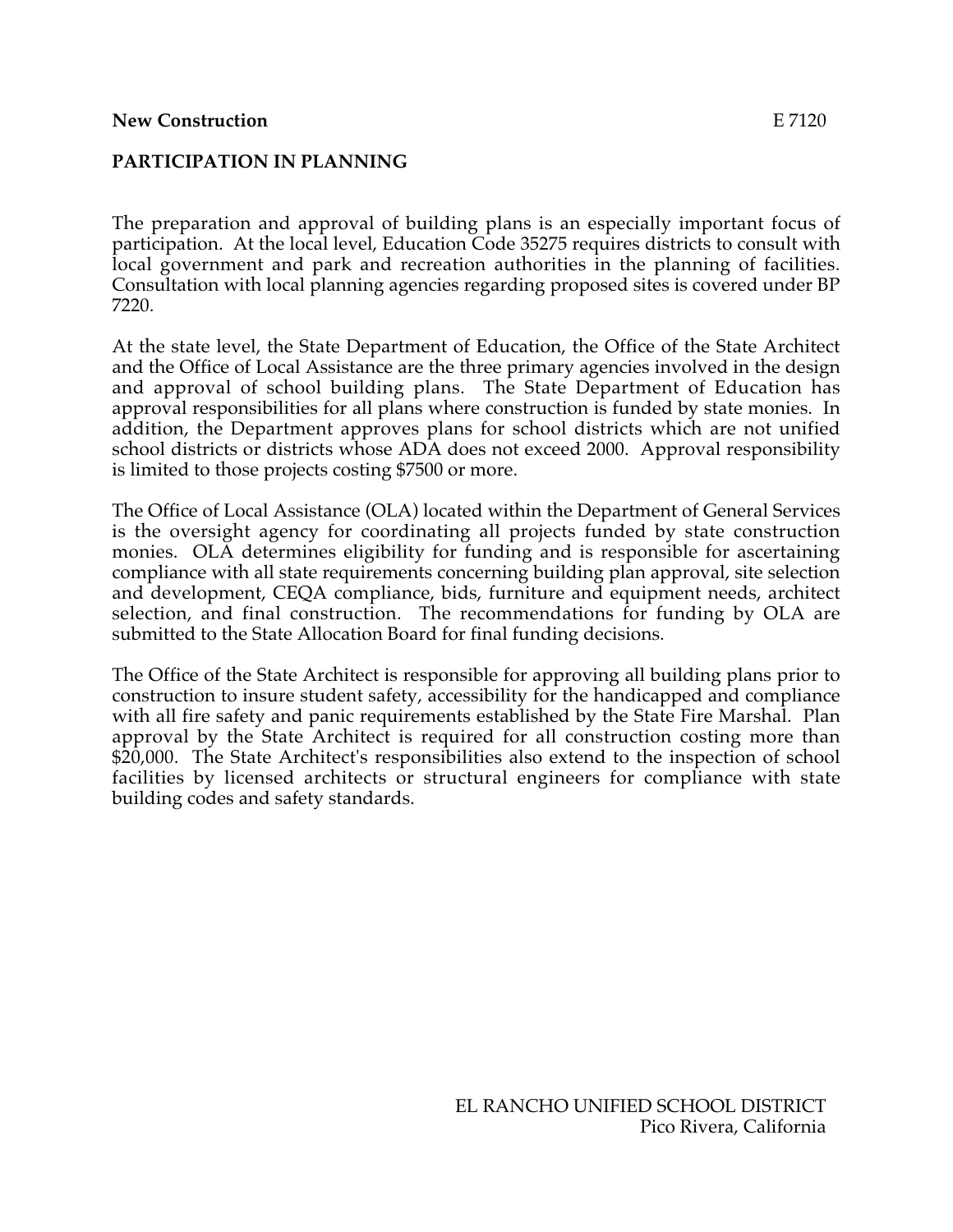**New Construction** E 7120

**PARTICIPATION IN PLANNING**

The preparation and approval of building plans is an especially important focus of participation. At the local level, Education Code 35275 requires districts to consult with local government and park and recreation authorities in the planning of facilities. Consultation with local planning agencies regarding proposed sites is covered under BP 7220.

At the state level, the State Department of Education, the Office of the State Architect and the Office of Local Assistance are the three primary agencies involved in the design and approval of school building plans. The State Department of Education has approval responsibilities for all plans where construction is funded by state monies. In addition, the Department approves plans for school districts which are not unified school districts or districts whose ADA does not exceed 2000. Approval responsibility is limited to those projects costing $7500 or more.

The Office of Local Assistance (OLA) located within the Department of General Services is the oversight agency for coordinating all projects funded by state construction monies. OLA determines eligibility for funding and is responsible for ascertaining compliance with all state requirements concerning building plan approval, site selection and development, CEQA compliance, bids, furniture and equipment needs, architect selection, and final construction. The recommendations for funding by OLA are submitted to the State Allocation Board for final funding decisions.

The Office of the State Architect is responsible for approving all building plans prior to construction to insure student safety, accessibility for the handicapped and compliance with all fire safety and panic requirements established by the State Fire Marshal. Plan approval by the State Architect is required for all construction costing more than $20,000. The State Architect's responsibilities also extend to the inspection of school facilities by licensed architects or structural engineers for compliance with state building codes and safety standards.

EL RANCHO UNIFIED SCHOOL DISTRICT
Pico Rivera, California